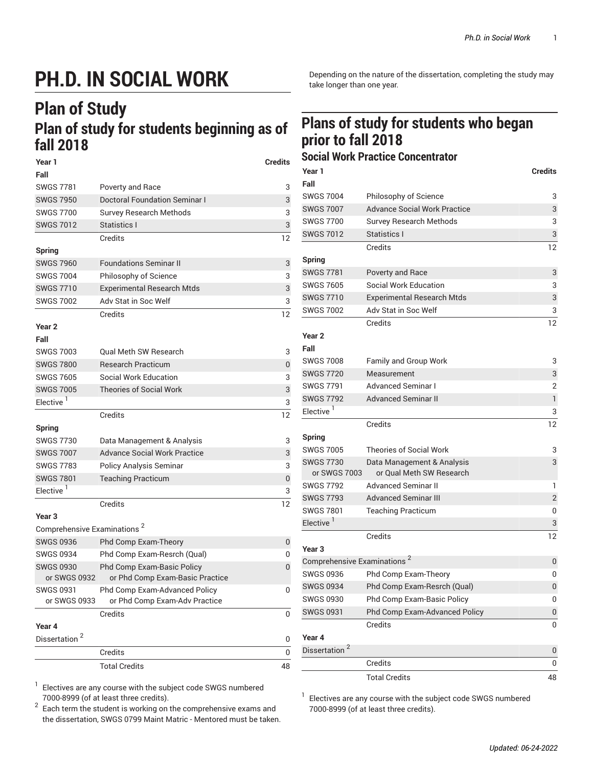# PH.D. IN SOCIAL WORK

## Plan of Study

### Plan of study for students beginning as of fall 2018

| Year 1 | | Credits |
|---|---|---|
| **Fall** | | |
| SWGS 7781 | Poverty and Race | 3 |
| SWGS 7950 | Doctoral Foundation Seminar I | 3 |
| SWGS 7700 | Survey Research Methods | 3 |
| SWGS 7012 | Statistics I | 3 |
| | Credits | 12 |
| **Spring** | | |
| SWGS 7960 | Foundations Seminar II | 3 |
| SWGS 7004 | Philosophy of Science | 3 |
| SWGS 7710 | Experimental Research Mtds | 3 |
| SWGS 7002 | Adv Stat in Soc Welf | 3 |
| | Credits | 12 |
| **Year 2** | | |
| **Fall** | | |
| SWGS 7003 | Qual Meth SW Research | 3 |
| SWGS 7800 | Research Practicum | 0 |
| SWGS 7605 | Social Work Education | 3 |
| SWGS 7005 | Theories of Social Work | 3 |
| Elective [1] | | 3 |
| | Credits | 12 |
| **Spring** | | |
| SWGS 7730 | Data Management & Analysis | 3 |
| SWGS 7007 | Advance Social Work Practice | 3 |
| SWGS 7783 | Policy Analysis Seminar | 3 |
| SWGS 7801 | Teaching Practicum | 0 |
| Elective [1] | | 3 |
| | Credits | 12 |
| **Year 3** | | |
| Comprehensive Examinations [2] | | |
| SWGS 0936 | Phd Comp Exam-Theory | 0 |
| SWGS 0934 | Phd Comp Exam-Resrch (Qual) | 0 |
| SWGS 0930 or SWGS 0932 | Phd Comp Exam-Basic Policy or Phd Comp Exam-Basic Practice | 0 |
| SWGS 0931 or SWGS 0933 | Phd Comp Exam-Advanced Policy or Phd Comp Exam-Adv Practice | 0 |
| | Credits | 0 |
| **Year 4** | | |
| Dissertation [2] | | 0 |
| | Credits | 0 |
| | Total Credits | 48 |

[1] Electives are any course with the subject code SWGS numbered 7000-8999 (of at least three credits).

[2] Each term the student is working on the comprehensive exams and the dissertation, SWGS 0799 Maint Matric - Mentored must be taken. Depending on the nature of the dissertation, completing the study may take longer than one year.

## Plans of study for students who began prior to fall 2018

### Social Work Practice Concentrator

| Year 1 | | Credits |
|---|---|---|
| **Fall** | | |
| SWGS 7004 | Philosophy of Science | 3 |
| SWGS 7007 | Advance Social Work Practice | 3 |
| SWGS 7700 | Survey Research Methods | 3 |
| SWGS 7012 | Statistics I | 3 |
| | Credits | 12 |
| **Spring** | | |
| SWGS 7781 | Poverty and Race | 3 |
| SWGS 7605 | Social Work Education | 3 |
| SWGS 7710 | Experimental Research Mtds | 3 |
| SWGS 7002 | Adv Stat in Soc Welf | 3 |
| | Credits | 12 |
| **Year 2** | | |
| **Fall** | | |
| SWGS 7008 | Family and Group Work | 3 |
| SWGS 7720 | Measurement | 3 |
| SWGS 7791 | Advanced Seminar I | 2 |
| SWGS 7792 | Advanced Seminar II | 1 |
| Elective [1] | | 3 |
| | Credits | 12 |
| **Spring** | | |
| SWGS 7005 | Theories of Social Work | 3 |
| SWGS 7730 or SWGS 7003 | Data Management & Analysis or Qual Meth SW Research | 3 |
| SWGS 7792 | Advanced Seminar II | 1 |
| SWGS 7793 | Advanced Seminar III | 2 |
| SWGS 7801 | Teaching Practicum | 0 |
| Elective [1] | | 3 |
| | Credits | 12 |
| **Year 3** | | |
| Comprehensive Examinations [2] | | 0 |
| SWGS 0936 | Phd Comp Exam-Theory | 0 |
| SWGS 0934 | Phd Comp Exam-Resrch (Qual) | 0 |
| SWGS 0930 | Phd Comp Exam-Basic Policy | 0 |
| SWGS 0931 | Phd Comp Exam-Advanced Policy | 0 |
| | Credits | 0 |
| **Year 4** | | |
| Dissertation [2] | | 0 |
| | Credits | 0 |
| | Total Credits | 48 |

[1] Electives are any course with the subject code SWGS numbered 7000-8999 (of at least three credits).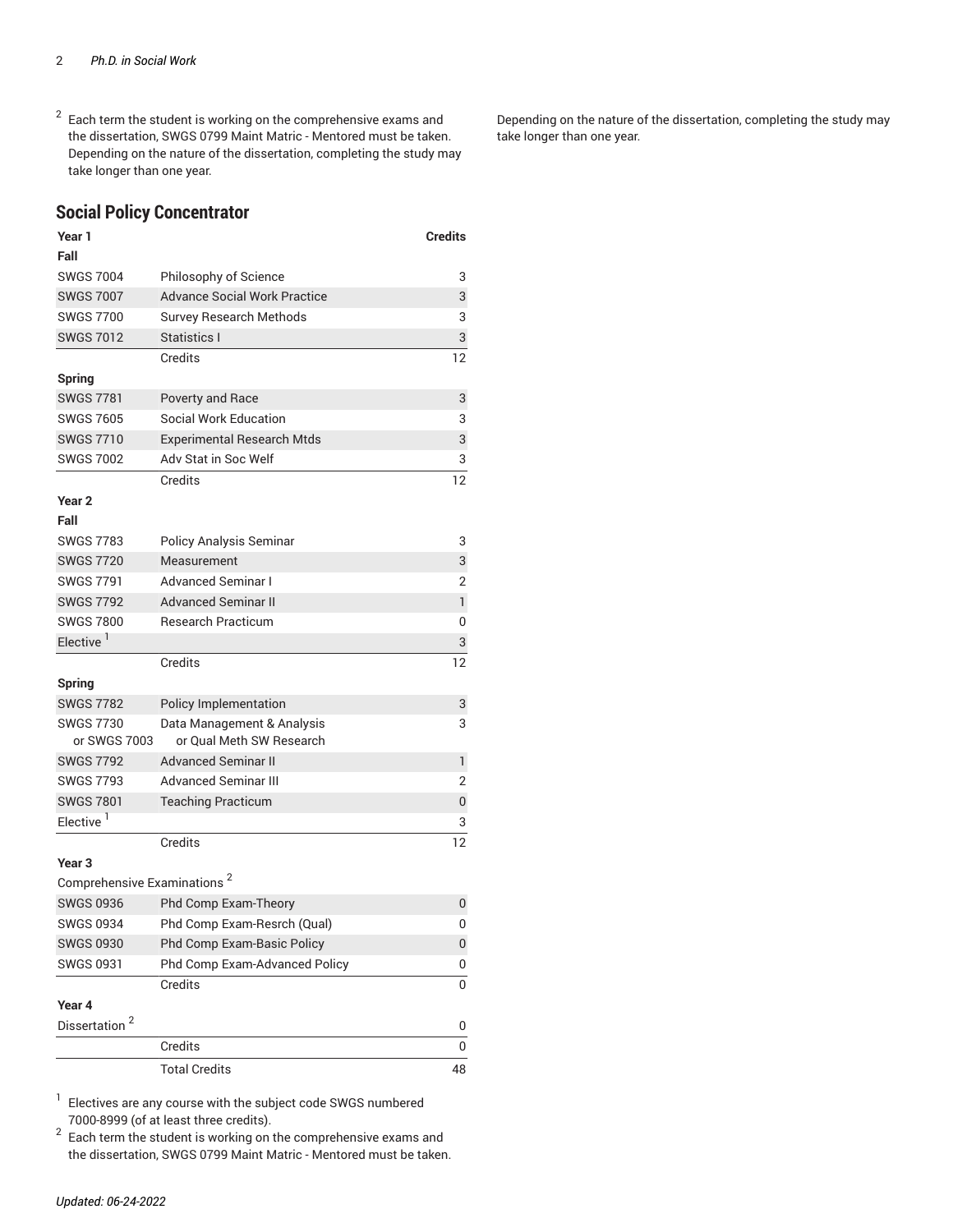[2] Each term the student is working on the comprehensive exams and the dissertation, SWGS 0799 Maint Matric - Mentored must be taken. Depending on the nature of the dissertation, completing the study may take longer than one year.

## Social Policy Concentrator

| Year 1 | | Credits |
|---|---|---|
| **Fall** | | |
| SWGS 7004 | Philosophy of Science | 3 |
| SWGS 7007 | Advance Social Work Practice | 3 |
| SWGS 7700 | Survey Research Methods | 3 |
| SWGS 7012 | Statistics I | 3 |
| | Credits | 12 |
| **Spring** | | |
| SWGS 7781 | Poverty and Race | 3 |
| SWGS 7605 | Social Work Education | 3 |
| SWGS 7710 | Experimental Research Mtds | 3 |
| SWGS 7002 | Adv Stat in Soc Welf | 3 |
| | Credits | 12 |
| **Year 2** | | |
| **Fall** | | |
| SWGS 7783 | Policy Analysis Seminar | 3 |
| SWGS 7720 | Measurement | 3 |
| SWGS 7791 | Advanced Seminar I | 2 |
| SWGS 7792 | Advanced Seminar II | 1 |
| SWGS 7800 | Research Practicum | 0 |
| Elective [1] | | 3 |
| | Credits | 12 |
| **Spring** | | |
| SWGS 7782 | Policy Implementation | 3 |
| SWGS 7730 or SWGS 7003 | Data Management & Analysis or Qual Meth SW Research | 3 |
| SWGS 7792 | Advanced Seminar II | 1 |
| SWGS 7793 | Advanced Seminar III | 2 |
| SWGS 7801 | Teaching Practicum | 0 |
| Elective [1] | | 3 |
| | Credits | 12 |
| **Year 3** | | |
| Comprehensive Examinations [2] | | |
| SWGS 0936 | Phd Comp Exam-Theory | 0 |
| SWGS 0934 | Phd Comp Exam-Resrch (Qual) | 0 |
| SWGS 0930 | Phd Comp Exam-Basic Policy | 0 |
| SWGS 0931 | Phd Comp Exam-Advanced Policy | 0 |
| | Credits | 0 |
| **Year 4** | | |
| Dissertation [2] | | 0 |
| | Credits | 0 |
| | Total Credits | 48 |

[1] Electives are any course with the subject code SWGS numbered 7000-8999 (of at least three credits).

[2] Each term the student is working on the comprehensive exams and the dissertation, SWGS 0799 Maint Matric - Mentored must be taken. Depending on the nature of the dissertation, completing the study may take longer than one year.

Updated: 06-24-2022